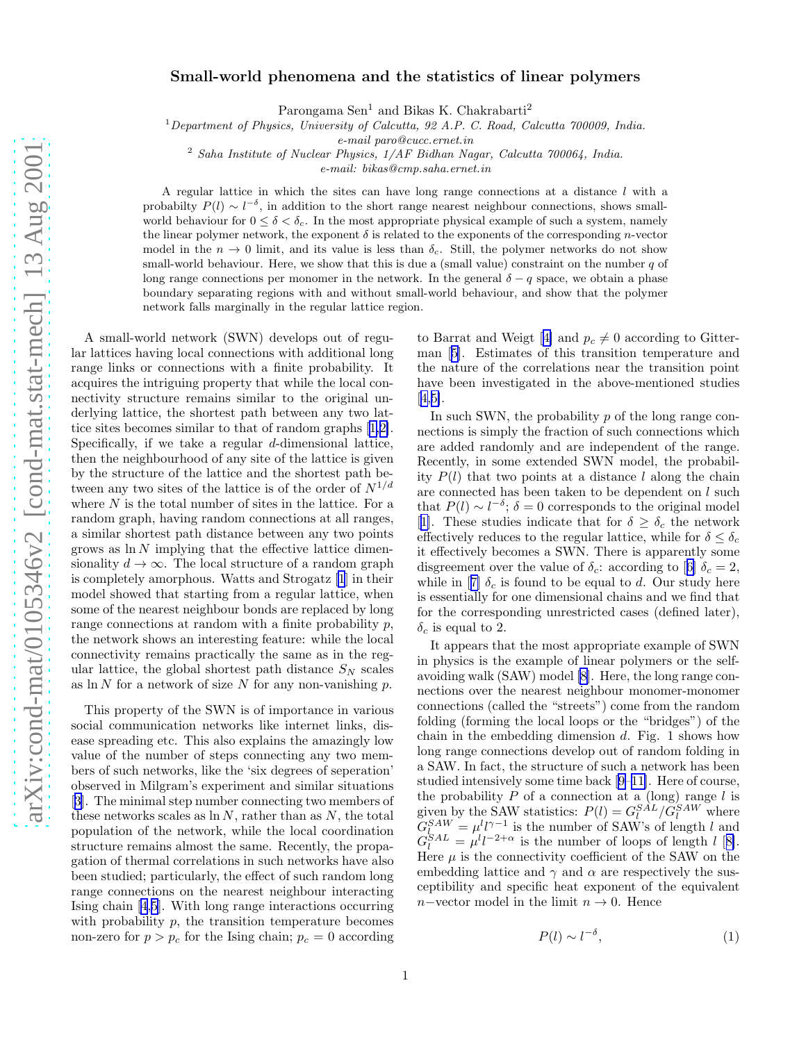# Small-world phenomena and the statistics of linear polymers

Parongama Sen[1] and Bikas K. Chakrabarti[2]

[1] *Department of Physics, University of Calcutta, 92 A.P. C. Road, Calcutta 700009, India.*
*e-mail paro@cucc.ernet.in*

[2] *Saha Institute of Nuclear Physics, 1/AF Bidhan Nagar, Calcutta 700064, India.*
*e-mail: bikas@cmp.saha.ernet.in*

A regular lattice in which the sites can have long range connections at a distance $l$ with a probabilty $P(l) \sim l^{-\delta}$, in addition to the short range nearest neighbour connections, shows small-world behaviour for $0 \leq \delta < \delta_c$. In the most appropriate physical example of such a system, namely the linear polymer network, the exponent $\delta$ is related to the exponents of the corresponding $n$-vector model in the $n \to 0$ limit, and its value is less than $\delta_c$. Still, the polymer networks do not show small-world behaviour. Here, we show that this is due a (small value) constraint on the number $q$ of long range connections per monomer in the network. In the general $\delta - q$ space, we obtain a phase boundary separating regions with and without small-world behaviour, and show that the polymer network falls marginally in the regular lattice region.

A small-world network (SWN) develops out of regular lattices having local connections with additional long range links or connections with a finite probability. It acquires the intriguing property that while the local connectivity structure remains similar to the original underlying lattice, the shortest path between any two lattice sites becomes similar to that of random graphs [1,2]. Specifically, if we take a regular $d$-dimensional lattice, then the neighbourhood of any site of the lattice is given by the structure of the lattice and the shortest path between any two sites of the lattice is of the order of $N^{1/d}$ where $N$ is the total number of sites in the lattice. For a random graph, having random connections at all ranges, a similar shortest path distance between any two points grows as $\ln N$ implying that the effective lattice dimensionality $d \to \infty$. The local structure of a random graph is completely amorphous. Watts and Strogatz [1] in their model showed that starting from a regular lattice, when some of the nearest neighbour bonds are replaced by long range connections at random with a finite probability $p$, the network shows an interesting feature: while the local connectivity remains practically the same as in the regular lattice, the global shortest path distance $S_N$ scales as $\ln N$ for a network of size $N$ for any non-vanishing $p$.

This property of the SWN is of importance in various social communication networks like internet links, disease spreading etc. This also explains the amazingly low value of the number of steps connecting any two members of such networks, like the 'six degrees of seperation' observed in Milgram's experiment and similar situations [3]. The minimal step number connecting two members of these networks scales as $\ln N$, rather than as $N$, the total population of the network, while the local coordination structure remains almost the same. Recently, the propagation of thermal correlations in such networks have also been studied; particularly, the effect of such random long range connections on the nearest neighbour interacting Ising chain [4,5]. With long range interactions occurring with probability $p$, the transition temperature becomes non-zero for $p > p_c$ for the Ising chain; $p_c = 0$ according to Barrat and Weigt [4] and $p_c \neq 0$ according to Gitterman [5]. Estimates of this transition temperature and the nature of the correlations near the transition point have been investigated in the above-mentioned studies [4,5].

In such SWN, the probability $p$ of the long range connections is simply the fraction of such connections which are added randomly and are independent of the range. Recently, in some extended SWN model, the probability $P(l)$ that two points at a distance $l$ along the chain are connected has been taken to be dependent on $l$ such that $P(l) \sim l^{-\delta}$; $\delta = 0$ corresponds to the original model [1]. These studies indicate that for $\delta \geq \delta_c$ the network effectively reduces to the regular lattice, while for $\delta \leq \delta_c$ it effectively becomes a SWN. There is apparently some disagreement over the value of $\delta_c$: according to [6] $\delta_c = 2$, while in [7] $\delta_c$ is found to be equal to $d$. Our study here is essentially for one dimensional chains and we find that for the corresponding unrestricted cases (defined later), $\delta_c$ is equal to 2.

It appears that the most appropriate example of SWN in physics is the example of linear polymers or the self-avoiding walk (SAW) model [8]. Here, the long range connections over the nearest neighbour monomer-monomer connections (called the "streets") come from the random folding (forming the local loops or the "bridges") of the chain in the embedding dimension $d$. Fig. 1 shows how long range connections develop out of random folding in a SAW. In fact, the structure of such a network has been studied intensively some time back [9–11]. Here of course, the probability $P$ of a connection at a (long) range $l$ is given by the SAW statistics: $P(l) = G_l^{SAL}/G_l^{SAW}$ where $G_l^{SAW} = \mu^l l^{\gamma-1}$ is the number of SAW's of length $l$ and $G_l^{SAL} = \mu^l l^{-2+\alpha}$ is the number of loops of length $l$ [8]. Here $\mu$ is the connectivity coefficient of the SAW on the embedding lattice and $\gamma$ and $\alpha$ are respectively the susceptibility and specific heat exponent of the equivalent $n-$vector model in the limit $n \to 0$. Hence

$$P(l) \sim l^{-\delta}, \tag{1}$$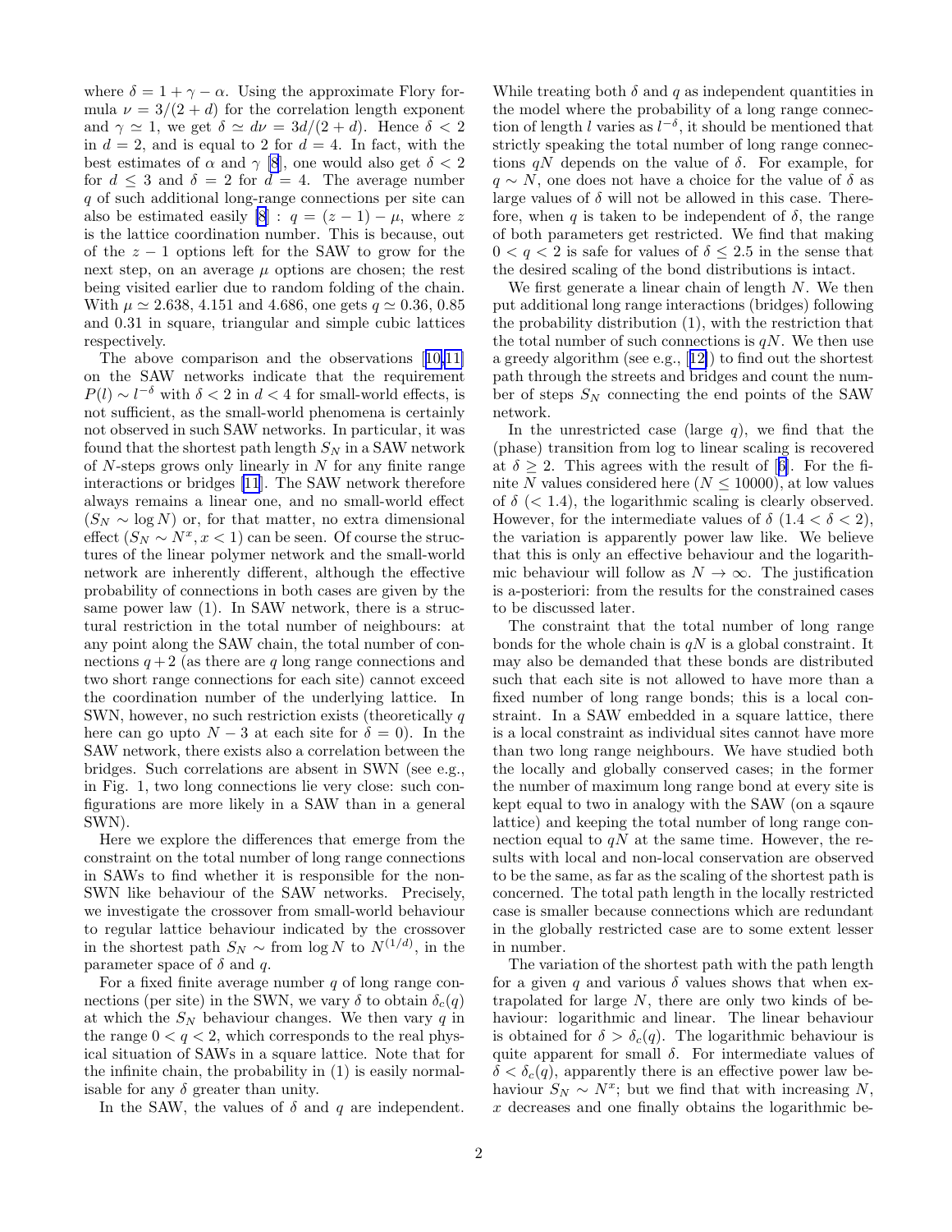where $\delta = 1 + \gamma - \alpha$. Using the approximate Flory formula $\nu = 3/(2+d)$ for the correlation length exponent and $\gamma \simeq 1$, we get $\delta \simeq d\nu = 3d/(2+d)$. Hence $\delta < 2$ in $d = 2$, and is equal to 2 for $d = 4$. In fact, with the best estimates of $\alpha$ and $\gamma$ [8], one would also get $\delta < 2$ for $d \leq 3$ and $\delta = 2$ for $d = 4$. The average number $q$ of such additional long-range connections per site can also be estimated easily [8] : $q = (z-1) - \mu$, where $z$ is the lattice coordination number. This is because, out of the $z - 1$ options left for the SAW to grow for the next step, on an average $\mu$ options are chosen; the rest being visited earlier due to random folding of the chain. With $\mu \simeq 2.638$, 4.151 and 4.686, one gets $q \simeq 0.36$, 0.85 and 0.31 in square, triangular and simple cubic lattices respectively.

The above comparison and the observations [10,11] on the SAW networks indicate that the requirement $P(l) \sim l^{-\delta}$ with $\delta < 2$ in $d < 4$ for small-world effects, is not sufficient, as the small-world phenomena is certainly not observed in such SAW networks. In particular, it was found that the shortest path length $S_N$ in a SAW network of $N$-steps grows only linearly in $N$ for any finite range interactions or bridges [11]. The SAW network therefore always remains a linear one, and no small-world effect ($S_N \sim \log N$) or, for that matter, no extra dimensional effect ($S_N \sim N^x, x < 1$) can be seen. Of course the structures of the linear polymer network and the small-world network are inherently different, although the effective probability of connections in both cases are given by the same power law (1). In SAW network, there is a structural restriction in the total number of neighbours: at any point along the SAW chain, the total number of connections $q+2$ (as there are $q$ long range connections and two short range connections for each site) cannot exceed the coordination number of the underlying lattice. In SWN, however, no such restriction exists (theoretically $q$ here can go upto $N - 3$ at each site for $\delta = 0$). In the SAW network, there exists also a correlation between the bridges. Such correlations are absent in SWN (see e.g., in Fig. 1, two long connections lie very close: such configurations are more likely in a SAW than in a general SWN).

Here we explore the differences that emerge from the constraint on the total number of long range connections in SAWs to find whether it is responsible for the non-SWN like behaviour of the SAW networks. Precisely, we investigate the crossover from small-world behaviour to regular lattice behaviour indicated by the crossover in the shortest path $S_N \sim$ from $\log N$ to $N^{(1/d)}$, in the parameter space of $\delta$ and $q$.

For a fixed finite average number $q$ of long range connections (per site) in the SWN, we vary $\delta$ to obtain $\delta_c(q)$ at which the $S_N$ behaviour changes. We then vary $q$ in the range $0 < q < 2$, which corresponds to the real physical situation of SAWs in a square lattice. Note that for the infinite chain, the probability in (1) is easily normalisable for any $\delta$ greater than unity.

In the SAW, the values of $\delta$ and $q$ are independent. While treating both $\delta$ and $q$ as independent quantities in the model where the probability of a long range connection of length $l$ varies as $l^{-\delta}$, it should be mentioned that strictly speaking the total number of long range connections $qN$ depends on the value of $\delta$. For example, for $q \sim N$, one does not have a choice for the value of $\delta$ as large values of $\delta$ will not be allowed in this case. Therefore, when $q$ is taken to be independent of $\delta$, the range of both parameters get restricted. We find that making $0 < q < 2$ is safe for values of $\delta \leq 2.5$ in the sense that the desired scaling of the bond distributions is intact.

We first generate a linear chain of length $N$. We then put additional long range interactions (bridges) following the probability distribution (1), with the restriction that the total number of such connections is $qN$. We then use a greedy algorithm (see e.g., [12]) to find out the shortest path through the streets and bridges and count the number of steps $S_N$ connecting the end points of the SAW network.

In the unrestricted case (large $q$), we find that the (phase) transition from log to linear scaling is recovered at $\delta \geq 2$. This agrees with the result of [6]. For the finite $N$ values considered here ($N \leq 10000$), at low values of $\delta$ ($< 1.4$), the logarithmic scaling is clearly observed. However, for the intermediate values of $\delta$ ($1.4 < \delta < 2$), the variation is apparently power law like. We believe that this is only an effective behaviour and the logarithmic behaviour will follow as $N \to \infty$. The justification is a-posteriori: from the results for the constrained cases to be discussed later.

The constraint that the total number of long range bonds for the whole chain is $qN$ is a global constraint. It may also be demanded that these bonds are distributed such that each site is not allowed to have more than a fixed number of long range bonds; this is a local constraint. In a SAW embedded in a square lattice, there is a local constraint as individual sites cannot have more than two long range neighbours. We have studied both the locally and globally conserved cases; in the former the number of maximum long range bond at every site is kept equal to two in analogy with the SAW (on a sqaure lattice) and keeping the total number of long range connection equal to $qN$ at the same time. However, the results with local and non-local conservation are observed to be the same, as far as the scaling of the shortest path is concerned. The total path length in the locally restricted case is smaller because connections which are redundant in the globally restricted case are to some extent lesser in number.

The variation of the shortest path with the path length for a given $q$ and various $\delta$ values shows that when extrapolated for large $N$, there are only two kinds of behaviour: logarithmic and linear. The linear behaviour is obtained for $\delta > \delta_c(q)$. The logarithmic behaviour is quite apparent for small $\delta$. For intermediate values of $\delta < \delta_c(q)$, apparently there is an effective power law behaviour $S_N \sim N^x$; but we find that with increasing $N$, $x$ decreases and one finally obtains the logarithmic be-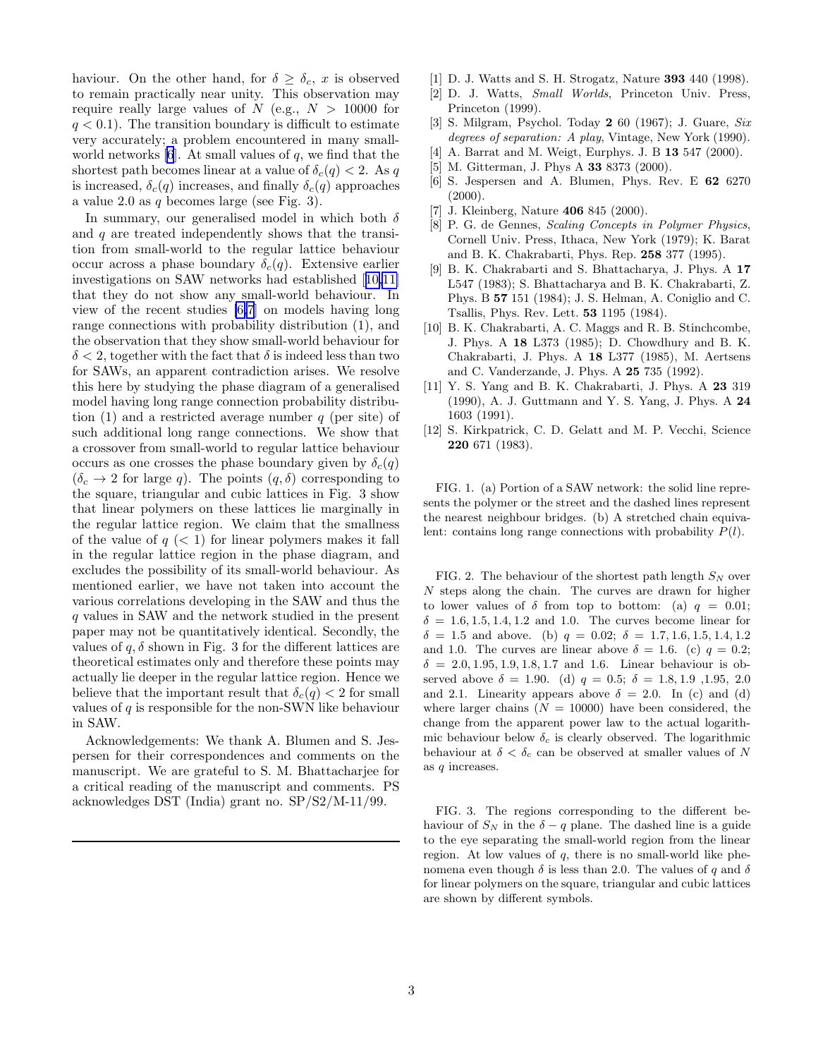haviour. On the other hand, for $\delta \geq \delta_c$, $x$ is observed to remain practically near unity. This observation may require really large values of $N$ (e.g., $N > 10000$ for $q < 0.1$). The transition boundary is difficult to estimate very accurately; a problem encountered in many small-world networks [6]. At small values of $q$, we find that the shortest path becomes linear at a value of $\delta_c(q) < 2$. As $q$ is increased, $\delta_c(q)$ increases, and finally $\delta_c(q)$ approaches a value 2.0 as $q$ becomes large (see Fig. 3).

In summary, our generalised model in which both $\delta$ and $q$ are treated independently shows that the transition from small-world to the regular lattice behaviour occur across a phase boundary $\delta_c(q)$. Extensive earlier investigations on SAW networks had established [10,11] that they do not show any small-world behaviour. In view of the recent studies [6,7] on models having long range connections with probability distribution (1), and the observation that they show small-world behaviour for $\delta < 2$, together with the fact that $\delta$ is indeed less than two for SAWs, an apparent contradiction arises. We resolve this here by studying the phase diagram of a generalised model having long range connection probability distribution (1) and a restricted average number $q$ (per site) of such additional long range connections. We show that a crossover from small-world to regular lattice behaviour occurs as one crosses the phase boundary given by $\delta_c(q)$ ($\delta_c \to 2$ for large $q$). The points $(q, \delta)$ corresponding to the square, triangular and cubic lattices in Fig. 3 show that linear polymers on these lattices lie marginally in the regular lattice region. We claim that the smallness of the value of $q$ ($< 1$) for linear polymers makes it fall in the regular lattice region in the phase diagram, and excludes the possibility of its small-world behaviour. As mentioned earlier, we have not taken into account the various correlations developing in the SAW and thus the $q$ values in SAW and the network studied in the present paper may not be quantitatively identical. Secondly, the values of $q, \delta$ shown in Fig. 3 for the different lattices are theoretical estimates only and therefore these points may actually lie deeper in the regular lattice region. Hence we believe that the important result that $\delta_c(q) < 2$ for small values of $q$ is responsible for the non-SWN like behaviour in SAW.

Acknowledgements: We thank A. Blumen and S. Jespersen for their correspondences and comments on the manuscript. We are grateful to S. M. Bhattacharjee for a critical reading of the manuscript and comments. PS acknowledges DST (India) grant no. SP/S2/M-11/99.

---

[1] D. J. Watts and S. H. Strogatz, Nature **393** 440 (1998).

[2] D. J. Watts, *Small Worlds*, Princeton Univ. Press, Princeton (1999).

[3] S. Milgram, Psychol. Today **2** 60 (1967); J. Guare, *Six degrees of separation: A play*, Vintage, New York (1990).

[4] A. Barrat and M. Weigt, Eurphys. J. B **13** 547 (2000).

[5] M. Gitterman, J. Phys A **33** 8373 (2000).

[6] S. Jespersen and A. Blumen, Phys. Rev. E **62** 6270 (2000).

[7] J. Kleinberg, Nature **406** 845 (2000).

[8] P. G. de Gennes, *Scaling Concepts in Polymer Physics*, Cornell Univ. Press, Ithaca, New York (1979); K. Barat and B. K. Chakrabarti, Phys. Rep. **258** 377 (1995).

[9] B. K. Chakrabarti and S. Bhattacharya, J. Phys. A **17** L547 (1983); S. Bhattacharya and B. K. Chakrabarti, Z. Phys. B **57** 151 (1984); J. S. Helman, A. Coniglio and C. Tsallis, Phys. Rev. Lett. **53** 1195 (1984).

[10] B. K. Chakrabarti, A. C. Maggs and R. B. Stinchcombe, J. Phys. A **18** L373 (1985); D. Chowdhury and B. K. Chakrabarti, J. Phys. A **18** L377 (1985), M. Aertsens and C. Vanderzande, J. Phys. A **25** 735 (1992).

[11] Y. S. Yang and B. K. Chakrabarti, J. Phys. A **23** 319 (1990), A. J. Guttmann and Y. S. Yang, J. Phys. A **24** 1603 (1991).

[12] S. Kirkpatrick, C. D. Gelatt and M. P. Vecchi, Science **220** 671 (1983).

FIG. 1. (a) Portion of a SAW network: the solid line represents the polymer or the street and the dashed lines represent the nearest neighbour bridges. (b) A stretched chain equivalent: contains long range connections with probability $P(l)$.

FIG. 2. The behaviour of the shortest path length $S_N$ over $N$ steps along the chain. The curves are drawn for higher to lower values of $\delta$ from top to bottom: (a) $q = 0.01$; $\delta = 1.6, 1.5, 1.4, 1.2$ and 1.0. The curves become linear for $\delta = 1.5$ and above. (b) $q = 0.02$; $\delta = 1.7, 1.6, 1.5, 1.4, 1.2$ and 1.0. The curves are linear above $\delta = 1.6$. (c) $q = 0.2$; $\delta = 2.0, 1.95, 1.9, 1.8, 1.7$ and 1.6. Linear behaviour is observed above $\delta = 1.90$. (d) $q = 0.5$; $\delta = 1.8, 1.9$ ,1.95, 2.0 and 2.1. Linearity appears above $\delta = 2.0$. In (c) and (d) where larger chains ($N = 10000$) have been considered, the change from the apparent power law to the actual logarithmic behaviour below $\delta_c$ is clearly observed. The logarithmic behaviour at $\delta < \delta_c$ can be observed at smaller values of $N$ as $q$ increases.

FIG. 3. The regions corresponding to the different behaviour of $S_N$ in the $\delta - q$ plane. The dashed line is a guide to the eye separating the small-world region from the linear region. At low values of $q$, there is no small-world like phenomena even though $\delta$ is less than 2.0. The values of $q$ and $\delta$ for linear polymers on the square, triangular and cubic lattices are shown by different symbols.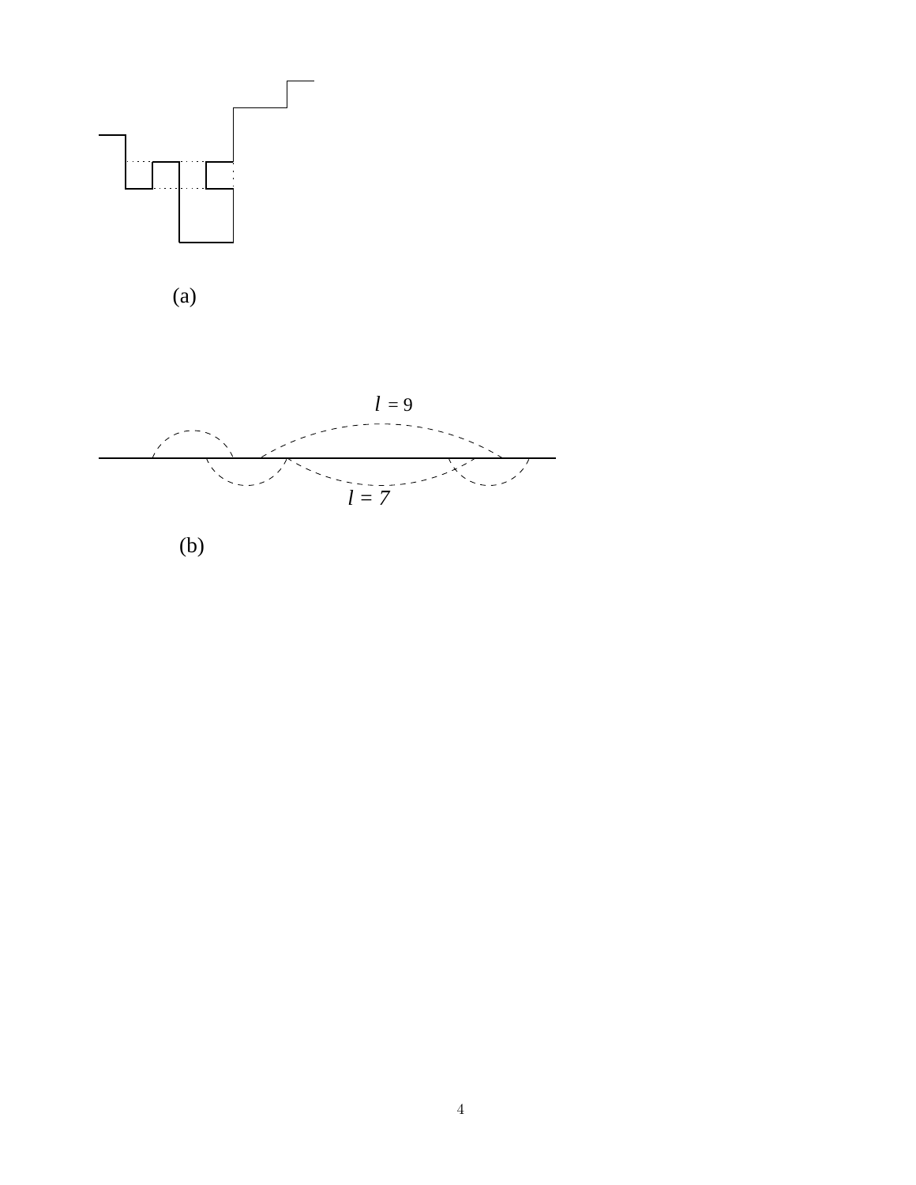(a)

$l = 9$

$l = 7$

(b)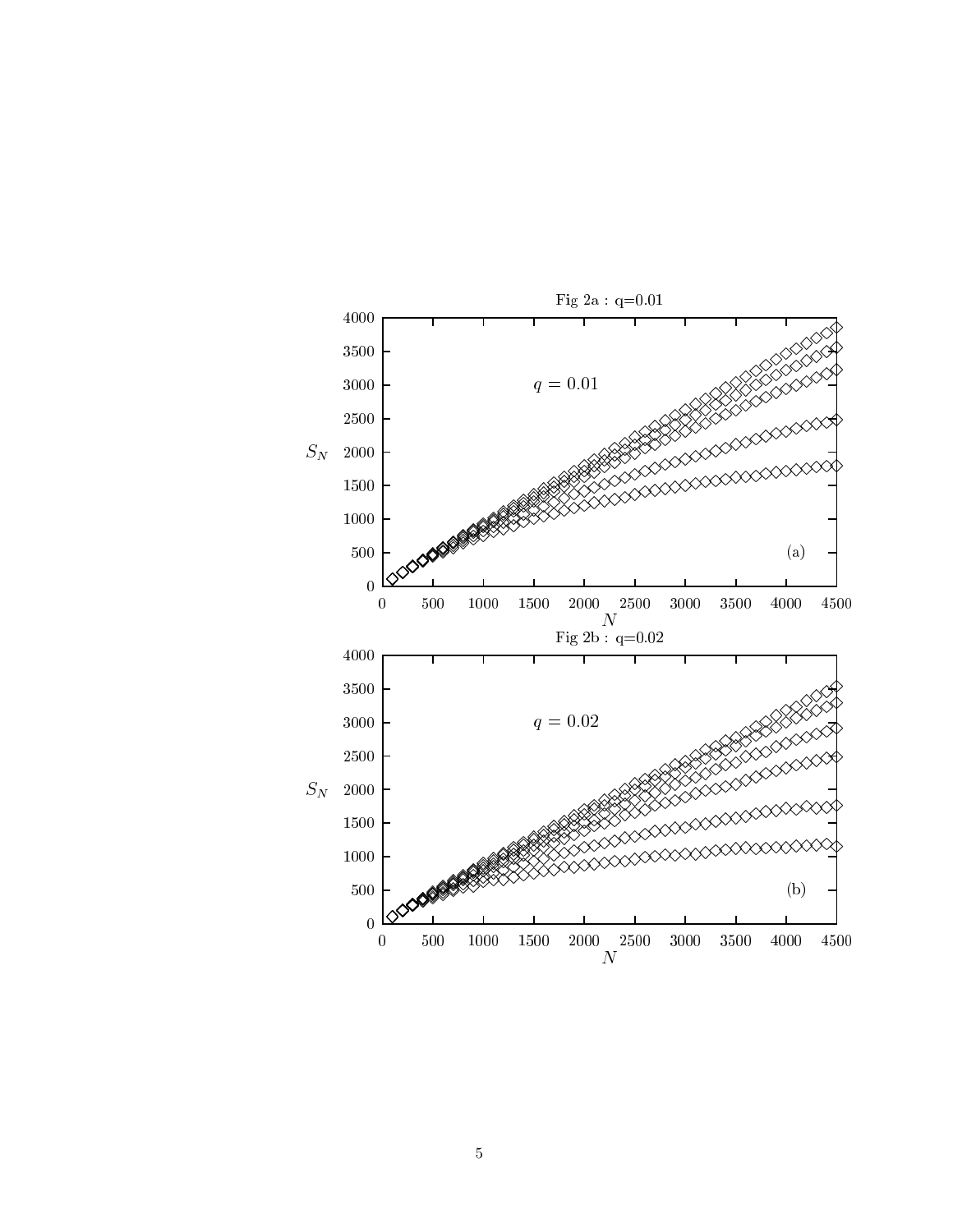Fig 2a : q=0.01

Fig 2b : q=0.02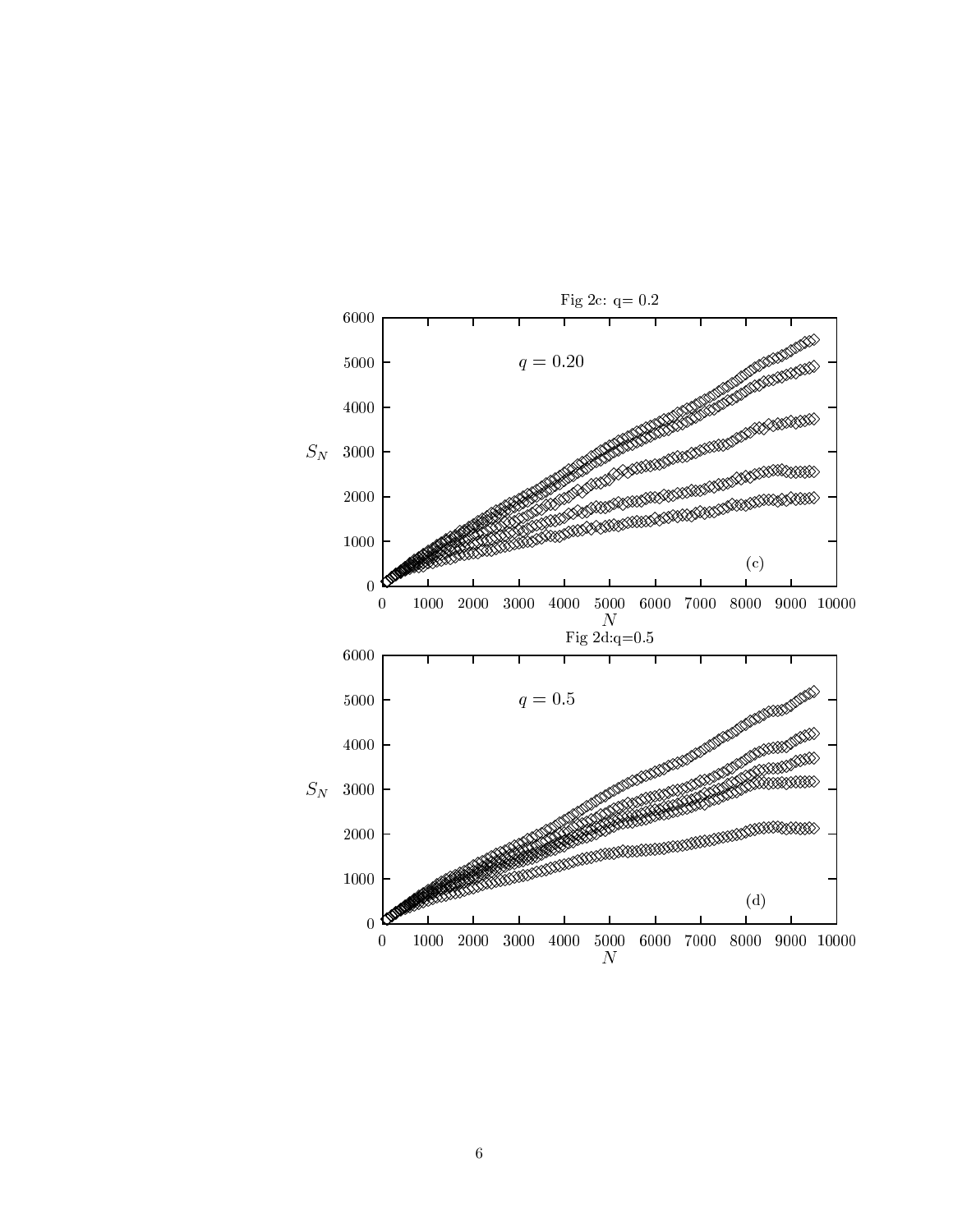Fig 2c: q= 0.2

Fig 2d:q=0.5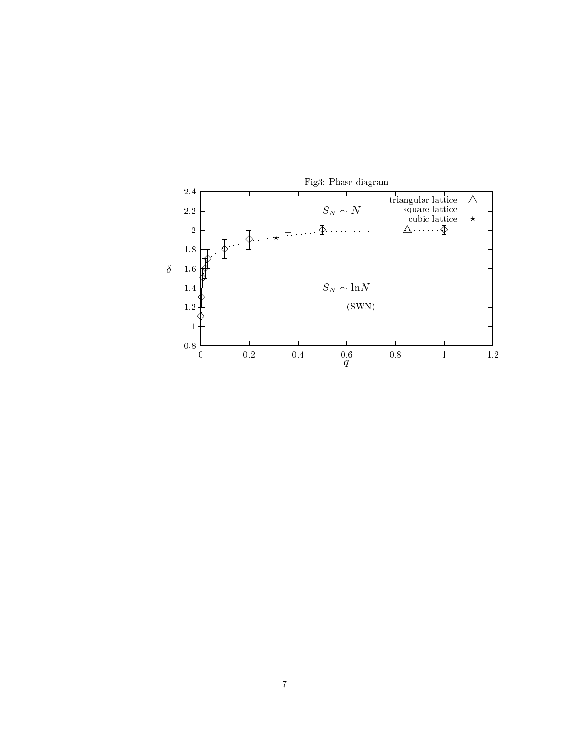Fig3: Phase diagram

triangular lattice
square lattice
cubic lattice

$S_N \sim N$

$S_N \sim \ln N$

(SWN)

$\delta$

$q$

2.4
2.2
2
1.8
1.6
1.4
1.2
1
0.8

0
0.2
0.4
0.6
0.8
1
1.2